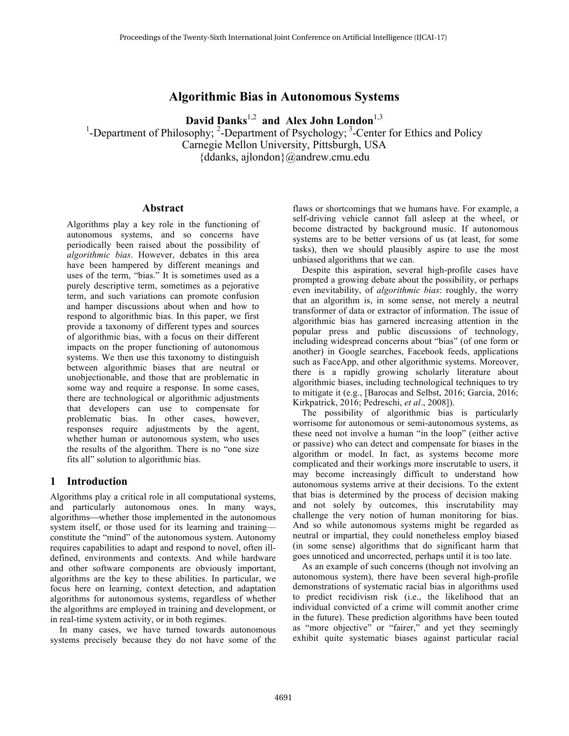# Algorithmic Bias in Autonomous Systems

**David Danks**[1,2] **and Alex John London**[1,3]

[1]-Department of Philosophy; [2]-Department of Psychology; [3]-Center for Ethics and Policy
Carnegie Mellon University, Pittsburgh, USA
{ddanks, ajlondon}@andrew.cmu.edu

## Abstract

Algorithms play a key role in the functioning of autonomous systems, and so concerns have periodically been raised about the possibility of *algorithmic bias*. However, debates in this area have been hampered by different meanings and uses of the term, "bias." It is sometimes used as a purely descriptive term, sometimes as a pejorative term, and such variations can promote confusion and hamper discussions about when and how to respond to algorithmic bias. In this paper, we first provide a taxonomy of different types and sources of algorithmic bias, with a focus on their different impacts on the proper functioning of autonomous systems. We then use this taxonomy to distinguish between algorithmic biases that are neutral or unobjectionable, and those that are problematic in some way and require a response. In some cases, there are technological or algorithmic adjustments that developers can use to compensate for problematic bias. In other cases, however, responses require adjustments by the agent, whether human or autonomous system, who uses the results of the algorithm. There is no "one size fits all" solution to algorithmic bias.

## 1 Introduction

Algorithms play a critical role in all computational systems, and particularly autonomous ones. In many ways, algorithms—whether those implemented in the autonomous system itself, or those used for its learning and training—constitute the "mind" of the autonomous system. Autonomy requires capabilities to adapt and respond to novel, often ill-defined, environments and contexts. And while hardware and other software components are obviously important, algorithms are the key to these abilities. In particular, we focus here on learning, context detection, and adaptation algorithms for autonomous systems, regardless of whether the algorithms are employed in training and development, or in real-time system activity, or in both regimes.

In many cases, we have turned towards autonomous systems precisely because they do not have some of the flaws or shortcomings that we humans have. For example, a self-driving vehicle cannot fall asleep at the wheel, or become distracted by background music. If autonomous systems are to be better versions of us (at least, for some tasks), then we should plausibly aspire to use the most unbiased algorithms that we can.

Despite this aspiration, several high-profile cases have prompted a growing debate about the possibility, or perhaps even inevitability, of *algorithmic bias*: roughly, the worry that an algorithm is, in some sense, not merely a neutral transformer of data or extractor of information. The issue of algorithmic bias has garnered increasing attention in the popular press and public discussions of technology, including widespread concerns about "bias" (of one form or another) in Google searches, Facebook feeds, applications such as FaceApp, and other algorithmic systems. Moreover, there is a rapidly growing scholarly literature about algorithmic biases, including technological techniques to try to mitigate it (e.g., [Barocas and Selbst, 2016; Garcia, 2016; Kirkpatrick, 2016; Pedreschi, *et al*., 2008]).

The possibility of algorithmic bias is particularly worrisome for autonomous or semi-autonomous systems, as these need not involve a human "in the loop" (either active or passive) who can detect and compensate for biases in the algorithm or model. In fact, as systems become more complicated and their workings more inscrutable to users, it may become increasingly difficult to understand how autonomous systems arrive at their decisions. To the extent that bias is determined by the process of decision making and not solely by outcomes, this inscrutability may challenge the very notion of human monitoring for bias. And so while autonomous systems might be regarded as neutral or impartial, they could nonetheless employ biased (in some sense) algorithms that do significant harm that goes unnoticed and uncorrected, perhaps until it is too late.

As an example of such concerns (though not involving an autonomous system), there have been several high-profile demonstrations of systematic racial bias in algorithms used to predict recidivism risk (i.e., the likelihood that an individual convicted of a crime will commit another crime in the future). These prediction algorithms have been touted as "more objective" or "fairer," and yet they seemingly exhibit quite systematic biases against particular racial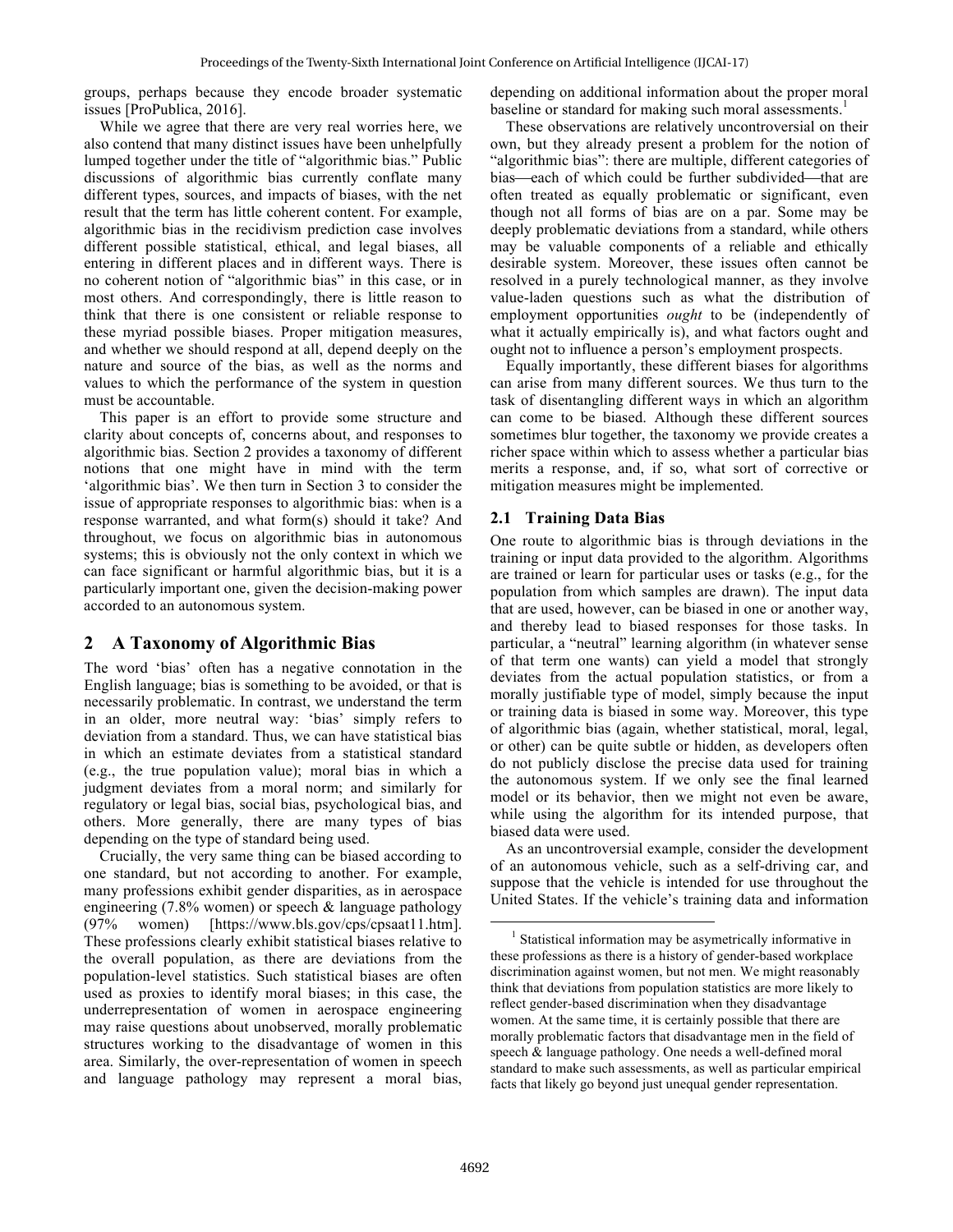groups, perhaps because they encode broader systematic issues [ProPublica, 2016].

While we agree that there are very real worries here, we also contend that many distinct issues have been unhelpfully lumped together under the title of "algorithmic bias." Public discussions of algorithmic bias currently conflate many different types, sources, and impacts of biases, with the net result that the term has little coherent content. For example, algorithmic bias in the recidivism prediction case involves different possible statistical, ethical, and legal biases, all entering in different places and in different ways. There is no coherent notion of "algorithmic bias" in this case, or in most others. And correspondingly, there is little reason to think that there is one consistent or reliable response to these myriad possible biases. Proper mitigation measures, and whether we should respond at all, depend deeply on the nature and source of the bias, as well as the norms and values to which the performance of the system in question must be accountable.

This paper is an effort to provide some structure and clarity about concepts of, concerns about, and responses to algorithmic bias. Section 2 provides a taxonomy of different notions that one might have in mind with the term 'algorithmic bias'. We then turn in Section 3 to consider the issue of appropriate responses to algorithmic bias: when is a response warranted, and what form(s) should it take? And throughout, we focus on algorithmic bias in autonomous systems; this is obviously not the only context in which we can face significant or harmful algorithmic bias, but it is a particularly important one, given the decision-making power accorded to an autonomous system.

## 2 A Taxonomy of Algorithmic Bias

The word 'bias' often has a negative connotation in the English language; bias is something to be avoided, or that is necessarily problematic. In contrast, we understand the term in an older, more neutral way: 'bias' simply refers to deviation from a standard. Thus, we can have statistical bias in which an estimate deviates from a statistical standard (e.g., the true population value); moral bias in which a judgment deviates from a moral norm; and similarly for regulatory or legal bias, social bias, psychological bias, and others. More generally, there are many types of bias depending on the type of standard being used.

Crucially, the very same thing can be biased according to one standard, but not according to another. For example, many professions exhibit gender disparities, as in aerospace engineering (7.8% women) or speech & language pathology (97% women) [https://www.bls.gov/cps/cpsaat11.htm]. These professions clearly exhibit statistical biases relative to the overall population, as there are deviations from the population-level statistics. Such statistical biases are often used as proxies to identify moral biases; in this case, the underrepresentation of women in aerospace engineering may raise questions about unobserved, morally problematic structures working to the disadvantage of women in this area. Similarly, the over-representation of women in speech and language pathology may represent a moral bias, depending on additional information about the proper moral baseline or standard for making such moral assessments.[1]

These observations are relatively uncontroversial on their own, but they already present a problem for the notion of "algorithmic bias": there are multiple, different categories of bias—each of which could be further subdivided—that are often treated as equally problematic or significant, even though not all forms of bias are on a par. Some may be deeply problematic deviations from a standard, while others may be valuable components of a reliable and ethically desirable system. Moreover, these issues often cannot be resolved in a purely technological manner, as they involve value-laden questions such as what the distribution of employment opportunities *ought* to be (independently of what it actually empirically is), and what factors ought and ought not to influence a person's employment prospects.

Equally importantly, these different biases for algorithms can arise from many different sources. We thus turn to the task of disentangling different ways in which an algorithm can come to be biased. Although these different sources sometimes blur together, the taxonomy we provide creates a richer space within which to assess whether a particular bias merits a response, and, if so, what sort of corrective or mitigation measures might be implemented.

### 2.1 Training Data Bias

One route to algorithmic bias is through deviations in the training or input data provided to the algorithm. Algorithms are trained or learn for particular uses or tasks (e.g., for the population from which samples are drawn). The input data that are used, however, can be biased in one or another way, and thereby lead to biased responses for those tasks. In particular, a "neutral" learning algorithm (in whatever sense of that term one wants) can yield a model that strongly deviates from the actual population statistics, or from a morally justifiable type of model, simply because the input or training data is biased in some way. Moreover, this type of algorithmic bias (again, whether statistical, moral, legal, or other) can be quite subtle or hidden, as developers often do not publicly disclose the precise data used for training the autonomous system. If we only see the final learned model or its behavior, then we might not even be aware, while using the algorithm for its intended purpose, that biased data were used.

As an uncontroversial example, consider the development of an autonomous vehicle, such as a self-driving car, and suppose that the vehicle is intended for use throughout the United States. If the vehicle's training data and information

---

[1] Statistical information may be asymetrically informative in these professions as there is a history of gender-based workplace discrimination against women, but not men. We might reasonably think that deviations from population statistics are more likely to reflect gender-based discrimination when they disadvantage women. At the same time, it is certainly possible that there are morally problematic factors that disadvantage men in the field of speech & language pathology. One needs a well-defined moral standard to make such assessments, as well as particular empirical facts that likely go beyond just unequal gender representation.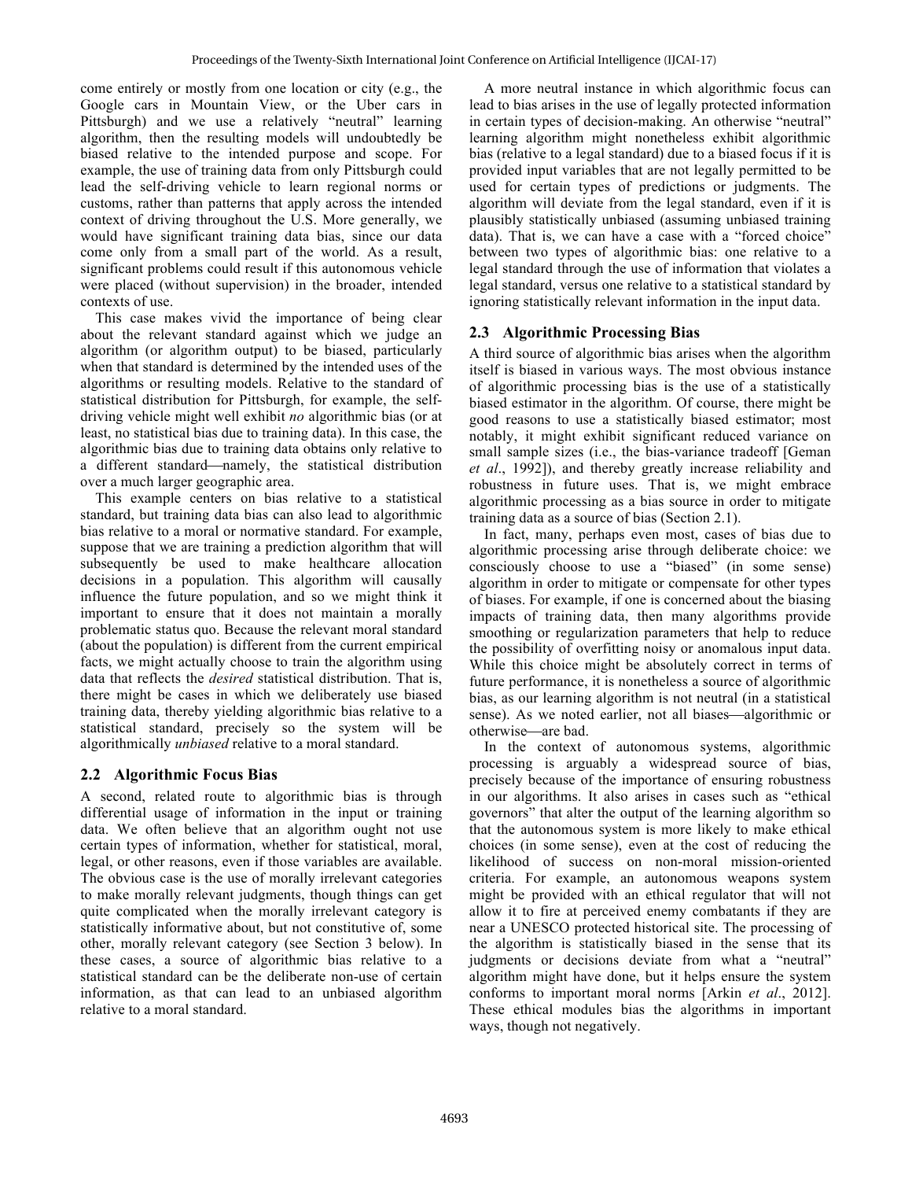come entirely or mostly from one location or city (e.g., the Google cars in Mountain View, or the Uber cars in Pittsburgh) and we use a relatively "neutral" learning algorithm, then the resulting models will undoubtedly be biased relative to the intended purpose and scope. For example, the use of training data from only Pittsburgh could lead the self-driving vehicle to learn regional norms or customs, rather than patterns that apply across the intended context of driving throughout the U.S. More generally, we would have significant training data bias, since our data come only from a small part of the world. As a result, significant problems could result if this autonomous vehicle were placed (without supervision) in the broader, intended contexts of use.

This case makes vivid the importance of being clear about the relevant standard against which we judge an algorithm (or algorithm output) to be biased, particularly when that standard is determined by the intended uses of the algorithms or resulting models. Relative to the standard of statistical distribution for Pittsburgh, for example, the self-driving vehicle might well exhibit *no* algorithmic bias (or at least, no statistical bias due to training data). In this case, the algorithmic bias due to training data obtains only relative to a different standard—namely, the statistical distribution over a much larger geographic area.

This example centers on bias relative to a statistical standard, but training data bias can also lead to algorithmic bias relative to a moral or normative standard. For example, suppose that we are training a prediction algorithm that will subsequently be used to make healthcare allocation decisions in a population. This algorithm will causally influence the future population, and so we might think it important to ensure that it does not maintain a morally problematic status quo. Because the relevant moral standard (about the population) is different from the current empirical facts, we might actually choose to train the algorithm using data that reflects the *desired* statistical distribution. That is, there might be cases in which we deliberately use biased training data, thereby yielding algorithmic bias relative to a statistical standard, precisely so the system will be algorithmically *unbiased* relative to a moral standard.

### 2.2 Algorithmic Focus Bias

A second, related route to algorithmic bias is through differential usage of information in the input or training data. We often believe that an algorithm ought not use certain types of information, whether for statistical, moral, legal, or other reasons, even if those variables are available. The obvious case is the use of morally irrelevant categories to make morally relevant judgments, though things can get quite complicated when the morally irrelevant category is statistically informative about, but not constitutive of, some other, morally relevant category (see Section 3 below). In these cases, a source of algorithmic bias relative to a statistical standard can be the deliberate non-use of certain information, as that can lead to an unbiased algorithm relative to a moral standard.

A more neutral instance in which algorithmic focus can lead to bias arises in the use of legally protected information in certain types of decision-making. An otherwise "neutral" learning algorithm might nonetheless exhibit algorithmic bias (relative to a legal standard) due to a biased focus if it is provided input variables that are not legally permitted to be used for certain types of predictions or judgments. The algorithm will deviate from the legal standard, even if it is plausibly statistically unbiased (assuming unbiased training data). That is, we can have a case with a "forced choice" between two types of algorithmic bias: one relative to a legal standard through the use of information that violates a legal standard, versus one relative to a statistical standard by ignoring statistically relevant information in the input data.

### 2.3 Algorithmic Processing Bias

A third source of algorithmic bias arises when the algorithm itself is biased in various ways. The most obvious instance of algorithmic processing bias is the use of a statistically biased estimator in the algorithm. Of course, there might be good reasons to use a statistically biased estimator; most notably, it might exhibit significant reduced variance on small sample sizes (i.e., the bias-variance tradeoff [Geman *et al*., 1992]), and thereby greatly increase reliability and robustness in future uses. That is, we might embrace algorithmic processing as a bias source in order to mitigate training data as a source of bias (Section 2.1).

In fact, many, perhaps even most, cases of bias due to algorithmic processing arise through deliberate choice: we consciously choose to use a "biased" (in some sense) algorithm in order to mitigate or compensate for other types of biases. For example, if one is concerned about the biasing impacts of training data, then many algorithms provide smoothing or regularization parameters that help to reduce the possibility of overfitting noisy or anomalous input data. While this choice might be absolutely correct in terms of future performance, it is nonetheless a source of algorithmic bias, as our learning algorithm is not neutral (in a statistical sense). As we noted earlier, not all biases—algorithmic or otherwise—are bad.

In the context of autonomous systems, algorithmic processing is arguably a widespread source of bias, precisely because of the importance of ensuring robustness in our algorithms. It also arises in cases such as "ethical governors" that alter the output of the learning algorithm so that the autonomous system is more likely to make ethical choices (in some sense), even at the cost of reducing the likelihood of success on non-moral mission-oriented criteria. For example, an autonomous weapons system might be provided with an ethical regulator that will not allow it to fire at perceived enemy combatants if they are near a UNESCO protected historical site. The processing of the algorithm is statistically biased in the sense that its judgments or decisions deviate from what a "neutral" algorithm might have done, but it helps ensure the system conforms to important moral norms [Arkin *et al*., 2012]. These ethical modules bias the algorithms in important ways, though not negatively.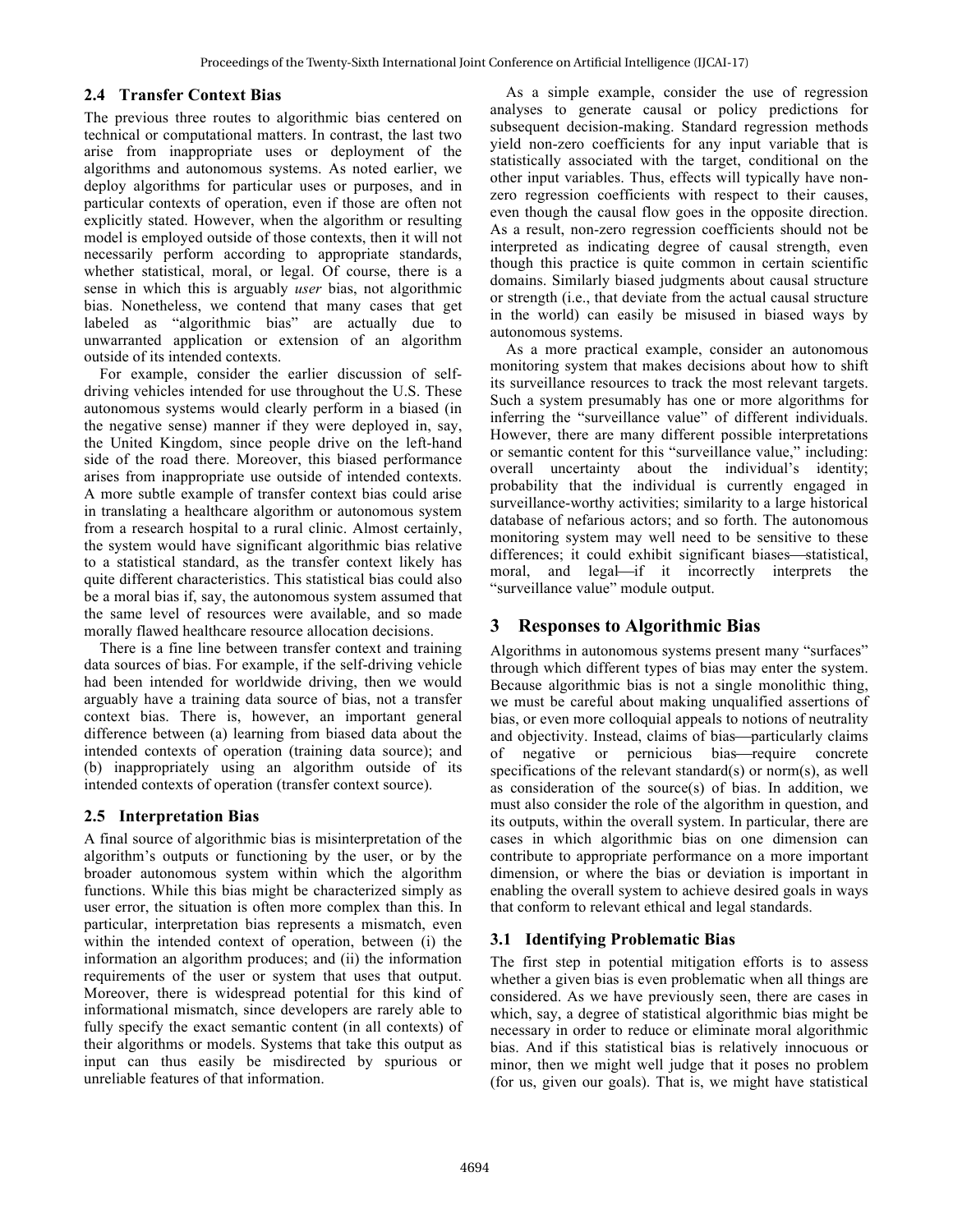### 2.4 Transfer Context Bias

The previous three routes to algorithmic bias centered on technical or computational matters. In contrast, the last two arise from inappropriate uses or deployment of the algorithms and autonomous systems. As noted earlier, we deploy algorithms for particular uses or purposes, and in particular contexts of operation, even if those are often not explicitly stated. However, when the algorithm or resulting model is employed outside of those contexts, then it will not necessarily perform according to appropriate standards, whether statistical, moral, or legal. Of course, there is a sense in which this is arguably *user* bias, not algorithmic bias. Nonetheless, we contend that many cases that get labeled as "algorithmic bias" are actually due to unwarranted application or extension of an algorithm outside of its intended contexts.

For example, consider the earlier discussion of self-driving vehicles intended for use throughout the U.S. These autonomous systems would clearly perform in a biased (in the negative sense) manner if they were deployed in, say, the United Kingdom, since people drive on the left-hand side of the road there. Moreover, this biased performance arises from inappropriate use outside of intended contexts. A more subtle example of transfer context bias could arise in translating a healthcare algorithm or autonomous system from a research hospital to a rural clinic. Almost certainly, the system would have significant algorithmic bias relative to a statistical standard, as the transfer context likely has quite different characteristics. This statistical bias could also be a moral bias if, say, the autonomous system assumed that the same level of resources were available, and so made morally flawed healthcare resource allocation decisions.

There is a fine line between transfer context and training data sources of bias. For example, if the self-driving vehicle had been intended for worldwide driving, then we would arguably have a training data source of bias, not a transfer context bias. There is, however, an important general difference between (a) learning from biased data about the intended contexts of operation (training data source); and (b) inappropriately using an algorithm outside of its intended contexts of operation (transfer context source).

### 2.5 Interpretation Bias

A final source of algorithmic bias is misinterpretation of the algorithm's outputs or functioning by the user, or by the broader autonomous system within which the algorithm functions. While this bias might be characterized simply as user error, the situation is often more complex than this. In particular, interpretation bias represents a mismatch, even within the intended context of operation, between (i) the information an algorithm produces; and (ii) the information requirements of the user or system that uses that output. Moreover, there is widespread potential for this kind of informational mismatch, since developers are rarely able to fully specify the exact semantic content (in all contexts) of their algorithms or models. Systems that take this output as input can thus easily be misdirected by spurious or unreliable features of that information.

As a simple example, consider the use of regression analyses to generate causal or policy predictions for subsequent decision-making. Standard regression methods yield non-zero coefficients for any input variable that is statistically associated with the target, conditional on the other input variables. Thus, effects will typically have non-zero regression coefficients with respect to their causes, even though the causal flow goes in the opposite direction. As a result, non-zero regression coefficients should not be interpreted as indicating degree of causal strength, even though this practice is quite common in certain scientific domains. Similarly biased judgments about causal structure or strength (i.e., that deviate from the actual causal structure in the world) can easily be misused in biased ways by autonomous systems.

As a more practical example, consider an autonomous monitoring system that makes decisions about how to shift its surveillance resources to track the most relevant targets. Such a system presumably has one or more algorithms for inferring the "surveillance value" of different individuals. However, there are many different possible interpretations or semantic content for this "surveillance value," including: overall uncertainty about the individual's identity; probability that the individual is currently engaged in surveillance-worthy activities; similarity to a large historical database of nefarious actors; and so forth. The autonomous monitoring system may well need to be sensitive to these differences; it could exhibit significant biases—statistical, moral, and legal—if it incorrectly interprets the "surveillance value" module output.

## 3 Responses to Algorithmic Bias

Algorithms in autonomous systems present many "surfaces" through which different types of bias may enter the system. Because algorithmic bias is not a single monolithic thing, we must be careful about making unqualified assertions of bias, or even more colloquial appeals to notions of neutrality and objectivity. Instead, claims of bias—particularly claims of negative or pernicious bias—require concrete specifications of the relevant standard(s) or norm(s), as well as consideration of the source(s) of bias. In addition, we must also consider the role of the algorithm in question, and its outputs, within the overall system. In particular, there are cases in which algorithmic bias on one dimension can contribute to appropriate performance on a more important dimension, or where the bias or deviation is important in enabling the overall system to achieve desired goals in ways that conform to relevant ethical and legal standards.

### 3.1 Identifying Problematic Bias

The first step in potential mitigation efforts is to assess whether a given bias is even problematic when all things are considered. As we have previously seen, there are cases in which, say, a degree of statistical algorithmic bias might be necessary in order to reduce or eliminate moral algorithmic bias. And if this statistical bias is relatively innocuous or minor, then we might well judge that it poses no problem (for us, given our goals). That is, we might have statistical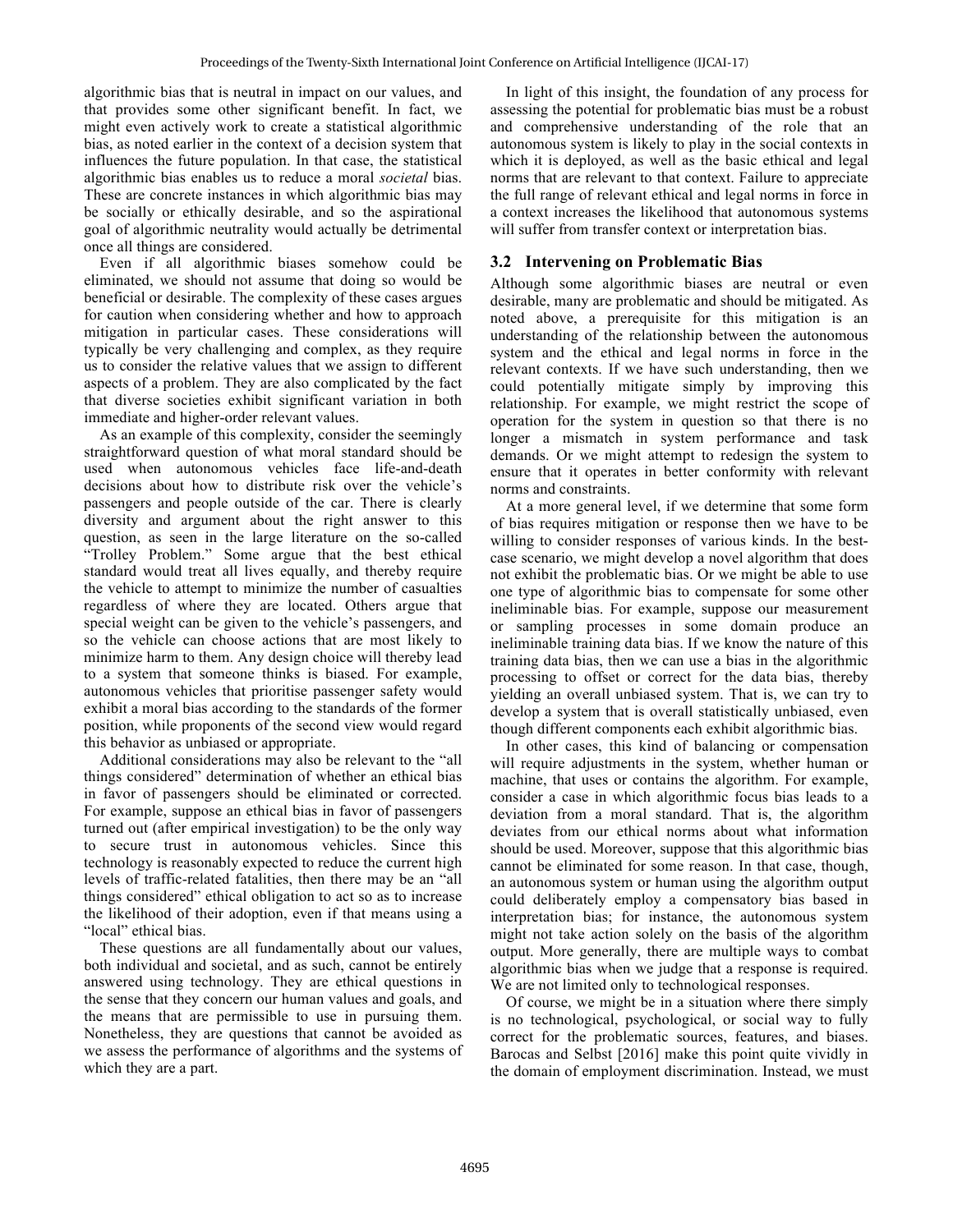algorithmic bias that is neutral in impact on our values, and that provides some other significant benefit. In fact, we might even actively work to create a statistical algorithmic bias, as noted earlier in the context of a decision system that influences the future population. In that case, the statistical algorithmic bias enables us to reduce a moral *societal* bias. These are concrete instances in which algorithmic bias may be socially or ethically desirable, and so the aspirational goal of algorithmic neutrality would actually be detrimental once all things are considered.

Even if all algorithmic biases somehow could be eliminated, we should not assume that doing so would be beneficial or desirable. The complexity of these cases argues for caution when considering whether and how to approach mitigation in particular cases. These considerations will typically be very challenging and complex, as they require us to consider the relative values that we assign to different aspects of a problem. They are also complicated by the fact that diverse societies exhibit significant variation in both immediate and higher-order relevant values.

As an example of this complexity, consider the seemingly straightforward question of what moral standard should be used when autonomous vehicles face life-and-death decisions about how to distribute risk over the vehicle's passengers and people outside of the car. There is clearly diversity and argument about the right answer to this question, as seen in the large literature on the so-called "Trolley Problem." Some argue that the best ethical standard would treat all lives equally, and thereby require the vehicle to attempt to minimize the number of casualties regardless of where they are located. Others argue that special weight can be given to the vehicle's passengers, and so the vehicle can choose actions that are most likely to minimize harm to them. Any design choice will thereby lead to a system that someone thinks is biased. For example, autonomous vehicles that prioritise passenger safety would exhibit a moral bias according to the standards of the former position, while proponents of the second view would regard this behavior as unbiased or appropriate.

Additional considerations may also be relevant to the "all things considered" determination of whether an ethical bias in favor of passengers should be eliminated or corrected. For example, suppose an ethical bias in favor of passengers turned out (after empirical investigation) to be the only way to secure trust in autonomous vehicles. Since this technology is reasonably expected to reduce the current high levels of traffic-related fatalities, then there may be an "all things considered" ethical obligation to act so as to increase the likelihood of their adoption, even if that means using a "local" ethical bias.

These questions are all fundamentally about our values, both individual and societal, and as such, cannot be entirely answered using technology. They are ethical questions in the sense that they concern our human values and goals, and the means that are permissible to use in pursuing them. Nonetheless, they are questions that cannot be avoided as we assess the performance of algorithms and the systems of which they are a part.

In light of this insight, the foundation of any process for assessing the potential for problematic bias must be a robust and comprehensive understanding of the role that an autonomous system is likely to play in the social contexts in which it is deployed, as well as the basic ethical and legal norms that are relevant to that context. Failure to appreciate the full range of relevant ethical and legal norms in force in a context increases the likelihood that autonomous systems will suffer from transfer context or interpretation bias.

### 3.2 Intervening on Problematic Bias

Although some algorithmic biases are neutral or even desirable, many are problematic and should be mitigated. As noted above, a prerequisite for this mitigation is an understanding of the relationship between the autonomous system and the ethical and legal norms in force in the relevant contexts. If we have such understanding, then we could potentially mitigate simply by improving this relationship. For example, we might restrict the scope of operation for the system in question so that there is no longer a mismatch in system performance and task demands. Or we might attempt to redesign the system to ensure that it operates in better conformity with relevant norms and constraints.

At a more general level, if we determine that some form of bias requires mitigation or response then we have to be willing to consider responses of various kinds. In the best-case scenario, we might develop a novel algorithm that does not exhibit the problematic bias. Or we might be able to use one type of algorithmic bias to compensate for some other ineliminable bias. For example, suppose our measurement or sampling processes in some domain produce an ineliminable training data bias. If we know the nature of this training data bias, then we can use a bias in the algorithmic processing to offset or correct for the data bias, thereby yielding an overall unbiased system. That is, we can try to develop a system that is overall statistically unbiased, even though different components each exhibit algorithmic bias.

In other cases, this kind of balancing or compensation will require adjustments in the system, whether human or machine, that uses or contains the algorithm. For example, consider a case in which algorithmic focus bias leads to a deviation from a moral standard. That is, the algorithm deviates from our ethical norms about what information should be used. Moreover, suppose that this algorithmic bias cannot be eliminated for some reason. In that case, though, an autonomous system or human using the algorithm output could deliberately employ a compensatory bias based in interpretation bias; for instance, the autonomous system might not take action solely on the basis of the algorithm output. More generally, there are multiple ways to combat algorithmic bias when we judge that a response is required. We are not limited only to technological responses.

Of course, we might be in a situation where there simply is no technological, psychological, or social way to fully correct for the problematic sources, features, and biases. Barocas and Selbst [2016] make this point quite vividly in the domain of employment discrimination. Instead, we must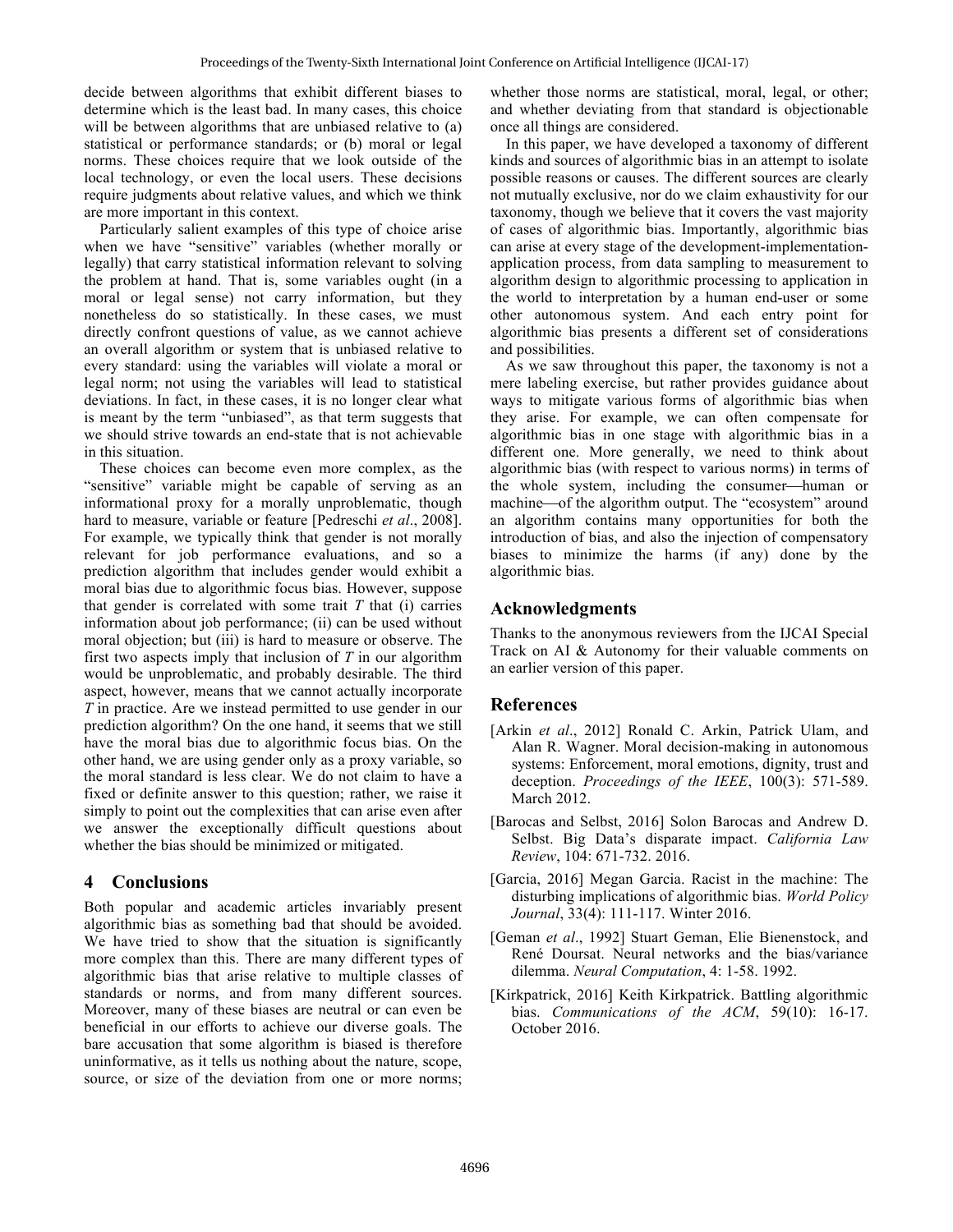decide between algorithms that exhibit different biases to determine which is the least bad. In many cases, this choice will be between algorithms that are unbiased relative to (a) statistical or performance standards; or (b) moral or legal norms. These choices require that we look outside of the local technology, or even the local users. These decisions require judgments about relative values, and which we think are more important in this context.

Particularly salient examples of this type of choice arise when we have "sensitive" variables (whether morally or legally) that carry statistical information relevant to solving the problem at hand. That is, some variables ought (in a moral or legal sense) not carry information, but they nonetheless do so statistically. In these cases, we must directly confront questions of value, as we cannot achieve an overall algorithm or system that is unbiased relative to every standard: using the variables will violate a moral or legal norm; not using the variables will lead to statistical deviations. In fact, in these cases, it is no longer clear what is meant by the term "unbiased", as that term suggests that we should strive towards an end-state that is not achievable in this situation.

These choices can become even more complex, as the "sensitive" variable might be capable of serving as an informational proxy for a morally unproblematic, though hard to measure, variable or feature [Pedreschi *et al*., 2008]. For example, we typically think that gender is not morally relevant for job performance evaluations, and so a prediction algorithm that includes gender would exhibit a moral bias due to algorithmic focus bias. However, suppose that gender is correlated with some trait *T* that (i) carries information about job performance; (ii) can be used without moral objection; but (iii) is hard to measure or observe. The first two aspects imply that inclusion of *T* in our algorithm would be unproblematic, and probably desirable. The third aspect, however, means that we cannot actually incorporate *T* in practice. Are we instead permitted to use gender in our prediction algorithm? On the one hand, it seems that we still have the moral bias due to algorithmic focus bias. On the other hand, we are using gender only as a proxy variable, so the moral standard is less clear. We do not claim to have a fixed or definite answer to this question; rather, we raise it simply to point out the complexities that can arise even after we answer the exceptionally difficult questions about whether the bias should be minimized or mitigated.

## 4 Conclusions

Both popular and academic articles invariably present algorithmic bias as something bad that should be avoided. We have tried to show that the situation is significantly more complex than this. There are many different types of algorithmic bias that arise relative to multiple classes of standards or norms, and from many different sources. Moreover, many of these biases are neutral or can even be beneficial in our efforts to achieve our diverse goals. The bare accusation that some algorithm is biased is therefore uninformative, as it tells us nothing about the nature, scope, source, or size of the deviation from one or more norms; whether those norms are statistical, moral, legal, or other; and whether deviating from that standard is objectionable once all things are considered.

In this paper, we have developed a taxonomy of different kinds and sources of algorithmic bias in an attempt to isolate possible reasons or causes. The different sources are clearly not mutually exclusive, nor do we claim exhaustivity for our taxonomy, though we believe that it covers the vast majority of cases of algorithmic bias. Importantly, algorithmic bias can arise at every stage of the development-implementation-application process, from data sampling to measurement to algorithm design to algorithmic processing to application in the world to interpretation by a human end-user or some other autonomous system. And each entry point for algorithmic bias presents a different set of considerations and possibilities.

As we saw throughout this paper, the taxonomy is not a mere labeling exercise, but rather provides guidance about ways to mitigate various forms of algorithmic bias when they arise. For example, we can often compensate for algorithmic bias in one stage with algorithmic bias in a different one. More generally, we need to think about algorithmic bias (with respect to various norms) in terms of the whole system, including the consumer—human or machine—of the algorithm output. The "ecosystem" around an algorithm contains many opportunities for both the introduction of bias, and also the injection of compensatory biases to minimize the harms (if any) done by the algorithmic bias.

## Acknowledgments

Thanks to the anonymous reviewers from the IJCAI Special Track on AI & Autonomy for their valuable comments on an earlier version of this paper.

## References

[Arkin *et al*., 2012] Ronald C. Arkin, Patrick Ulam, and Alan R. Wagner. Moral decision-making in autonomous systems: Enforcement, moral emotions, dignity, trust and deception. *Proceedings of the IEEE*, 100(3): 571-589. March 2012.

[Barocas and Selbst, 2016] Solon Barocas and Andrew D. Selbst. Big Data's disparate impact. *California Law Review*, 104: 671-732. 2016.

[Garcia, 2016] Megan Garcia. Racist in the machine: The disturbing implications of algorithmic bias. *World Policy Journal*, 33(4): 111-117. Winter 2016.

[Geman *et al*., 1992] Stuart Geman, Elie Bienenstock, and René Doursat. Neural networks and the bias/variance dilemma. *Neural Computation*, 4: 1-58. 1992.

[Kirkpatrick, 2016] Keith Kirkpatrick. Battling algorithmic bias. *Communications of the ACM*, 59(10): 16-17. October 2016.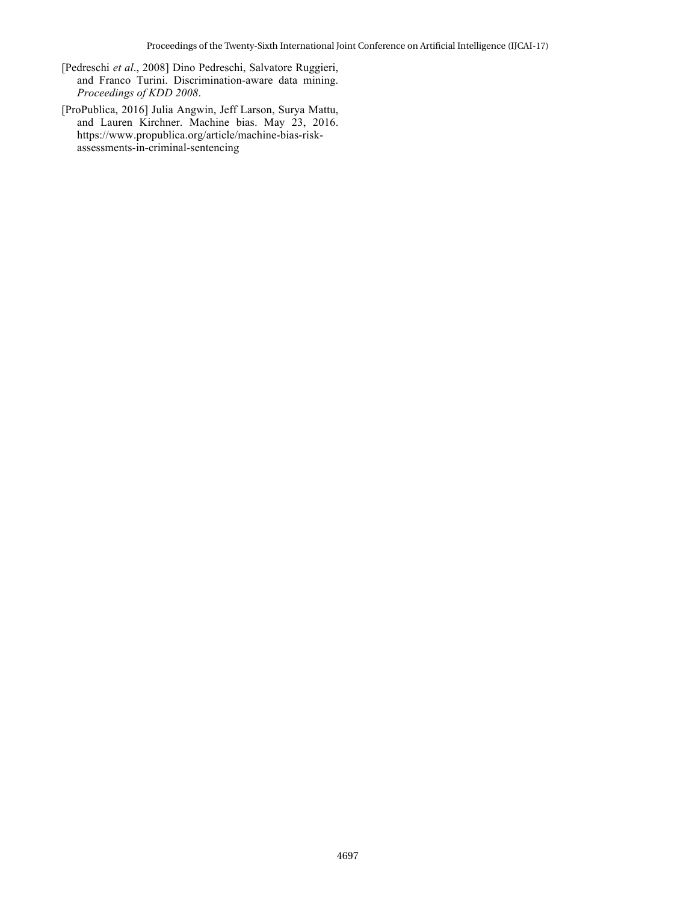[Pedreschi *et al*., 2008] Dino Pedreschi, Salvatore Ruggieri, and Franco Turini. Discrimination-aware data mining. *Proceedings of KDD 2008*.

[ProPublica, 2016] Julia Angwin, Jeff Larson, Surya Mattu, and Lauren Kirchner. Machine bias. May 23, 2016. https://www.propublica.org/article/machine-bias-risk-assessments-in-criminal-sentencing